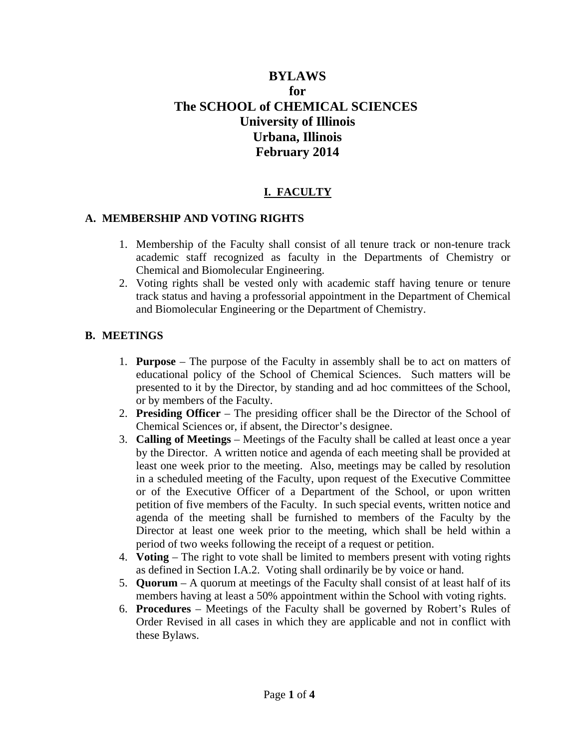# BYLAWS
# for
# The SCHOOL of CHEMICAL SCIENCES
# University of Illinois
# Urbana, Illinois
# February 2014

## I. FACULTY

### A. MEMBERSHIP AND VOTING RIGHTS

1. Membership of the Faculty shall consist of all tenure track or non-tenure track academic staff recognized as faculty in the Departments of Chemistry or Chemical and Biomolecular Engineering.
2. Voting rights shall be vested only with academic staff having tenure or tenure track status and having a professorial appointment in the Department of Chemical and Biomolecular Engineering or the Department of Chemistry.

### B. MEETINGS

1. **Purpose** – The purpose of the Faculty in assembly shall be to act on matters of educational policy of the School of Chemical Sciences. Such matters will be presented to it by the Director, by standing and ad hoc committees of the School, or by members of the Faculty.
2. **Presiding Officer** – The presiding officer shall be the Director of the School of Chemical Sciences or, if absent, the Director's designee.
3. **Calling of Meetings** – Meetings of the Faculty shall be called at least once a year by the Director. A written notice and agenda of each meeting shall be provided at least one week prior to the meeting. Also, meetings may be called by resolution in a scheduled meeting of the Faculty, upon request of the Executive Committee or of the Executive Officer of a Department of the School, or upon written petition of five members of the Faculty. In such special events, written notice and agenda of the meeting shall be furnished to members of the Faculty by the Director at least one week prior to the meeting, which shall be held within a period of two weeks following the receipt of a request or petition.
4. **Voting** – The right to vote shall be limited to members present with voting rights as defined in Section I.A.2. Voting shall ordinarily be by voice or hand.
5. **Quorum** – A quorum at meetings of the Faculty shall consist of at least half of its members having at least a 50% appointment within the School with voting rights.
6. **Procedures** – Meetings of the Faculty shall be governed by Robert's Rules of Order Revised in all cases in which they are applicable and not in conflict with these Bylaws.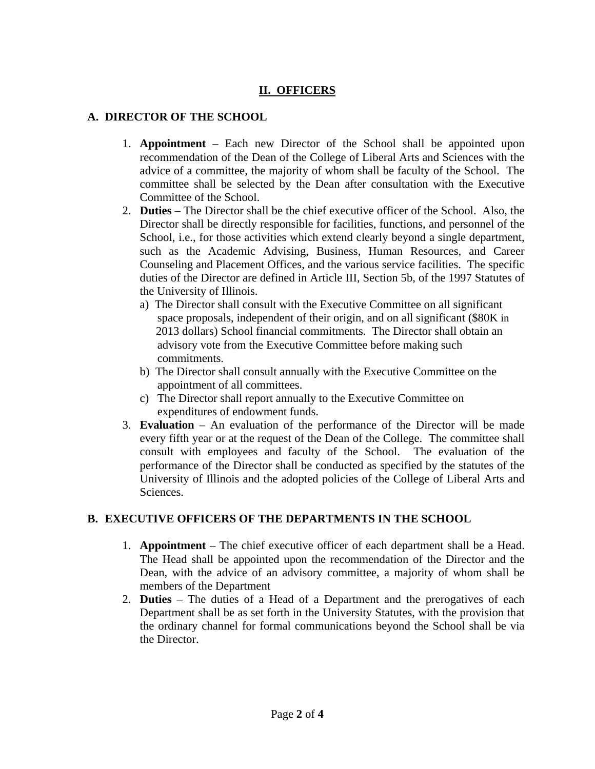## II. OFFICERS

### A. DIRECTOR OF THE SCHOOL

1. **Appointment** – Each new Director of the School shall be appointed upon recommendation of the Dean of the College of Liberal Arts and Sciences with the advice of a committee, the majority of whom shall be faculty of the School. The committee shall be selected by the Dean after consultation with the Executive Committee of the School.
2. **Duties** – The Director shall be the chief executive officer of the School. Also, the Director shall be directly responsible for facilities, functions, and personnel of the School, i.e., for those activities which extend clearly beyond a single department, such as the Academic Advising, Business, Human Resources, and Career Counseling and Placement Offices, and the various service facilities. The specific duties of the Director are defined in Article III, Section 5b, of the 1997 Statutes of the University of Illinois.
   a) The Director shall consult with the Executive Committee on all significant space proposals, independent of their origin, and on all significant ($80K in 2013 dollars) School financial commitments. The Director shall obtain an advisory vote from the Executive Committee before making such commitments.
   b) The Director shall consult annually with the Executive Committee on the appointment of all committees.
   c) The Director shall report annually to the Executive Committee on expenditures of endowment funds.
3. **Evaluation** – An evaluation of the performance of the Director will be made every fifth year or at the request of the Dean of the College. The committee shall consult with employees and faculty of the School. The evaluation of the performance of the Director shall be conducted as specified by the statutes of the University of Illinois and the adopted policies of the College of Liberal Arts and Sciences.

### B. EXECUTIVE OFFICERS OF THE DEPARTMENTS IN THE SCHOOL

1. **Appointment** – The chief executive officer of each department shall be a Head. The Head shall be appointed upon the recommendation of the Director and the Dean, with the advice of an advisory committee, a majority of whom shall be members of the Department
2. **Duties** – The duties of a Head of a Department and the prerogatives of each Department shall be as set forth in the University Statutes, with the provision that the ordinary channel for formal communications beyond the School shall be via the Director.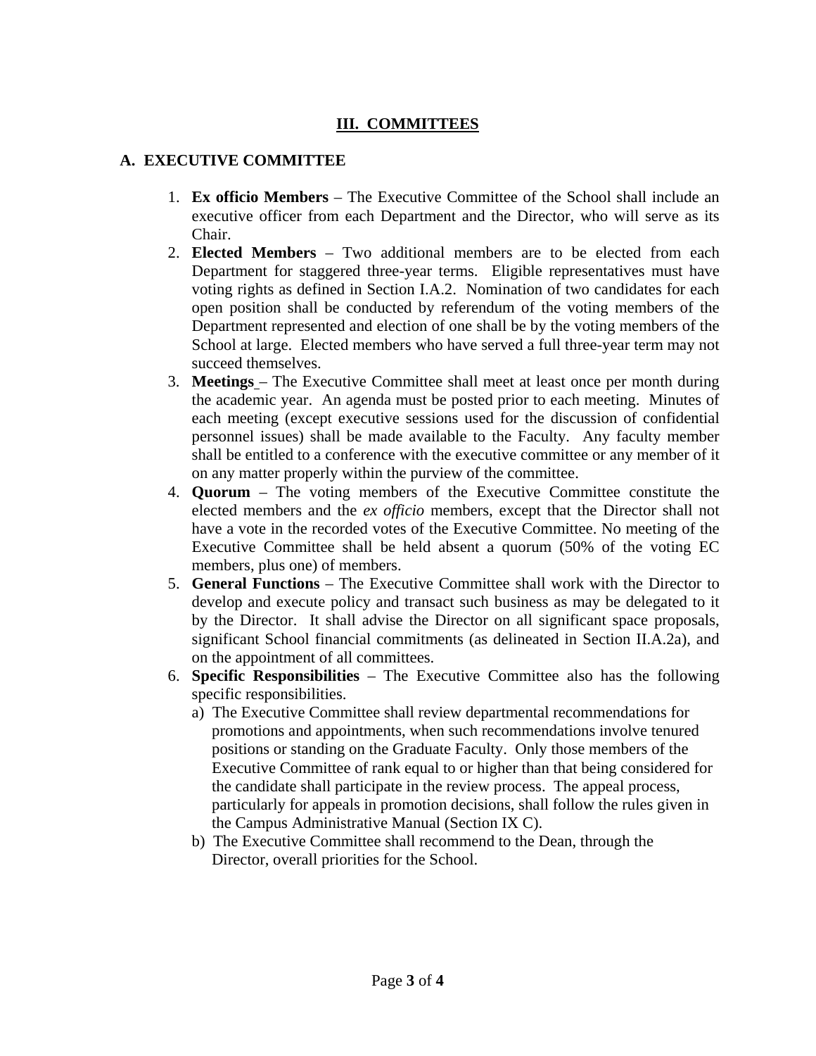# III. COMMITTEES

## A. EXECUTIVE COMMITTEE

1. **Ex officio Members** – The Executive Committee of the School shall include an executive officer from each Department and the Director, who will serve as its Chair.
2. **Elected Members** – Two additional members are to be elected from each Department for staggered three-year terms. Eligible representatives must have voting rights as defined in Section I.A.2. Nomination of two candidates for each open position shall be conducted by referendum of the voting members of the Department represented and election of one shall be by the voting members of the School at large. Elected members who have served a full three-year term may not succeed themselves.
3. **Meetings** – The Executive Committee shall meet at least once per month during the academic year. An agenda must be posted prior to each meeting. Minutes of each meeting (except executive sessions used for the discussion of confidential personnel issues) shall be made available to the Faculty. Any faculty member shall be entitled to a conference with the executive committee or any member of it on any matter properly within the purview of the committee.
4. **Quorum** – The voting members of the Executive Committee constitute the elected members and the *ex officio* members, except that the Director shall not have a vote in the recorded votes of the Executive Committee. No meeting of the Executive Committee shall be held absent a quorum (50% of the voting EC members, plus one) of members.
5. **General Functions** – The Executive Committee shall work with the Director to develop and execute policy and transact such business as may be delegated to it by the Director. It shall advise the Director on all significant space proposals, significant School financial commitments (as delineated in Section II.A.2a), and on the appointment of all committees.
6. **Specific Responsibilities** – The Executive Committee also has the following specific responsibilities.
   - a) The Executive Committee shall review departmental recommendations for promotions and appointments, when such recommendations involve tenured positions or standing on the Graduate Faculty. Only those members of the Executive Committee of rank equal to or higher than that being considered for the candidate shall participate in the review process. The appeal process, particularly for appeals in promotion decisions, shall follow the rules given in the Campus Administrative Manual (Section IX C).
   - b) The Executive Committee shall recommend to the Dean, through the Director, overall priorities for the School.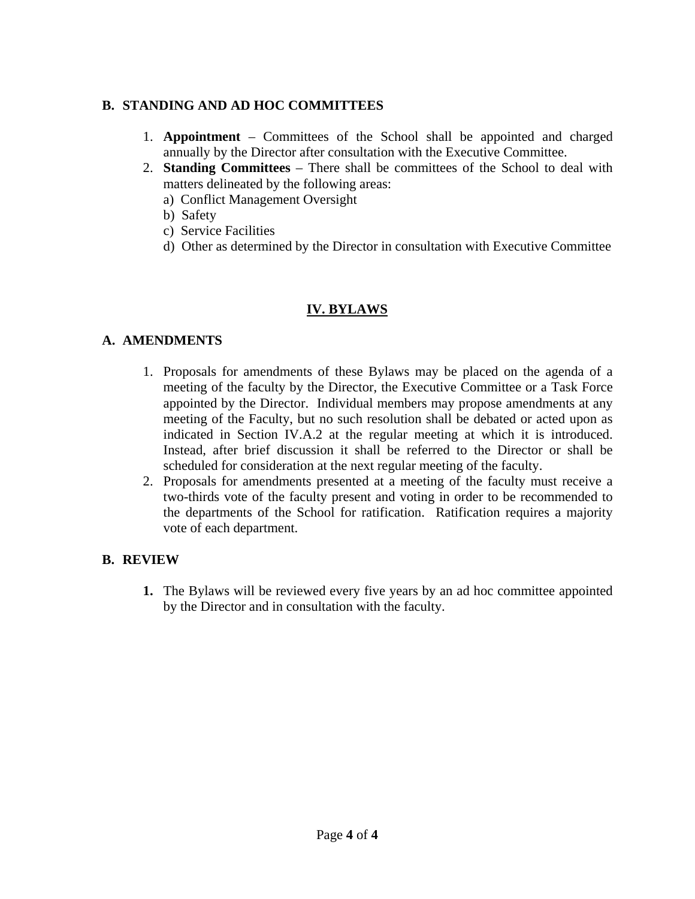### B. STANDING AND AD HOC COMMITTEES

1. **Appointment** – Committees of the School shall be appointed and charged annually by the Director after consultation with the Executive Committee.
2. **Standing Committees** – There shall be committees of the School to deal with matters delineated by the following areas:
   a) Conflict Management Oversight
   b) Safety
   c) Service Facilities
   d) Other as determined by the Director in consultation with Executive Committee

## IV. BYLAWS

### A. AMENDMENTS

1. Proposals for amendments of these Bylaws may be placed on the agenda of a meeting of the faculty by the Director, the Executive Committee or a Task Force appointed by the Director. Individual members may propose amendments at any meeting of the Faculty, but no such resolution shall be debated or acted upon as indicated in Section IV.A.2 at the regular meeting at which it is introduced. Instead, after brief discussion it shall be referred to the Director or shall be scheduled for consideration at the next regular meeting of the faculty.
2. Proposals for amendments presented at a meeting of the faculty must receive a two-thirds vote of the faculty present and voting in order to be recommended to the departments of the School for ratification. Ratification requires a majority vote of each department.

### B. REVIEW

1. The Bylaws will be reviewed every five years by an ad hoc committee appointed by the Director and in consultation with the faculty.